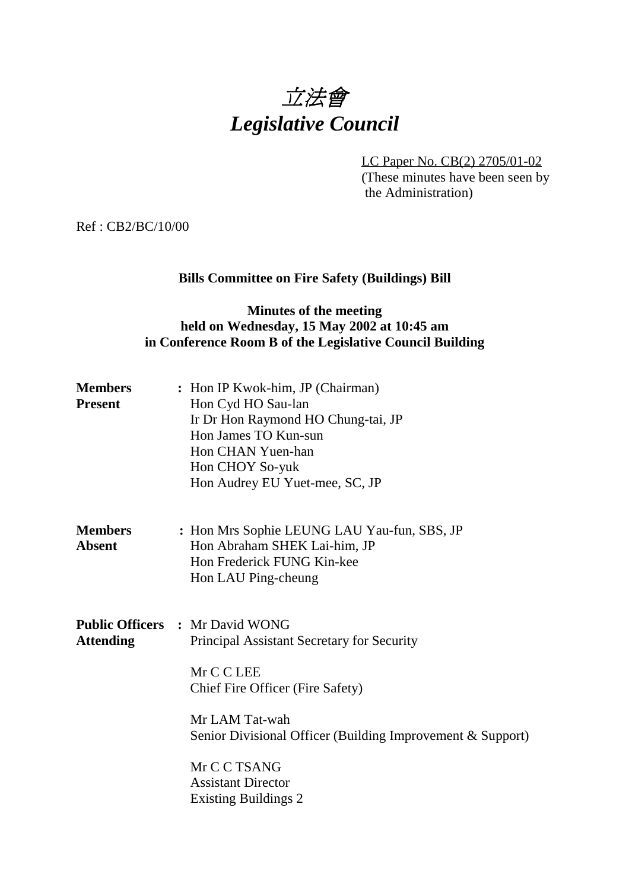# 立法會
# *Legislative Council*

LC Paper No. CB(2) 2705/01-02
(These minutes have been seen by the Administration)

Ref : CB2/BC/10/00

**Bills Committee on Fire Safety (Buildings) Bill**

**Minutes of the meeting held on Wednesday, 15 May 2002 at 10:45 am in Conference Room B of the Legislative Council Building**

**Members Present** :
Hon IP Kwok-him, JP (Chairman)
Hon Cyd HO Sau-lan
Ir Dr Hon Raymond HO Chung-tai, JP
Hon James TO Kun-sun
Hon CHAN Yuen-han
Hon CHOY So-yuk
Hon Audrey EU Yuet-mee, SC, JP

**Members Absent** :
Hon Mrs Sophie LEUNG LAU Yau-fun, SBS, JP
Hon Abraham SHEK Lai-him, JP
Hon Frederick FUNG Kin-kee
Hon LAU Ping-cheung

**Public Officers Attending** :
Mr David WONG
Principal Assistant Secretary for Security

Mr C C LEE
Chief Fire Officer (Fire Safety)

Mr LAM Tat-wah
Senior Divisional Officer (Building Improvement & Support)

Mr C C TSANG
Assistant Director
Existing Buildings 2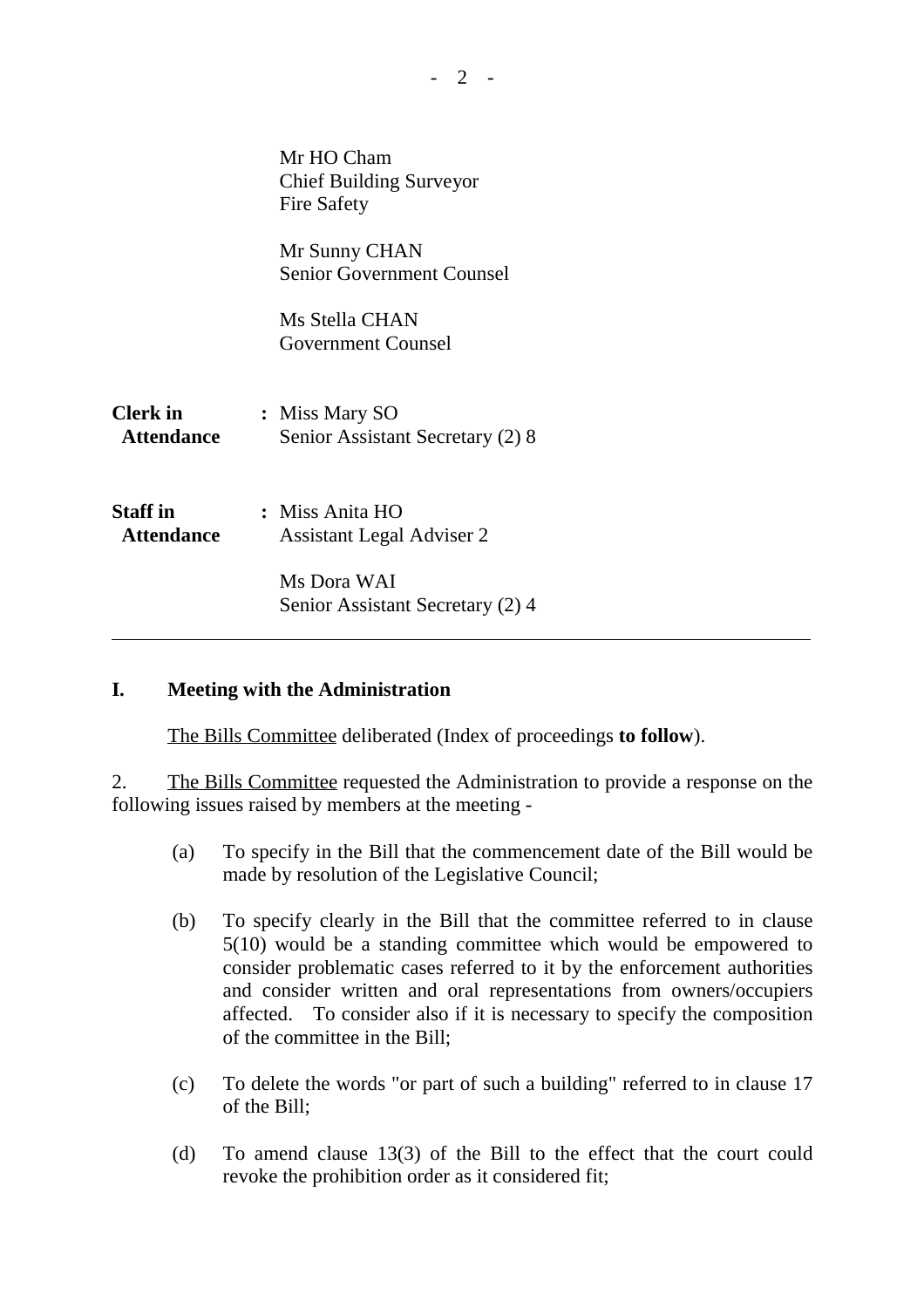Mr HO Cham
Chief Building Surveyor
Fire Safety

Mr Sunny CHAN
Senior Government Counsel

Ms Stella CHAN
Government Counsel

**Clerk in Attendance** : Miss Mary SO
Senior Assistant Secretary (2) 8

**Staff in Attendance** : Miss Anita HO
Assistant Legal Adviser 2

Ms Dora WAI
Senior Assistant Secretary (2) 4

---

## I. Meeting with the Administration

The Bills Committee deliberated (Index of proceedings **to follow**).

2. The Bills Committee requested the Administration to provide a response on the following issues raised by members at the meeting -

(a) To specify in the Bill that the commencement date of the Bill would be made by resolution of the Legislative Council;

(b) To specify clearly in the Bill that the committee referred to in clause 5(10) would be a standing committee which would be empowered to consider problematic cases referred to it by the enforcement authorities and consider written and oral representations from owners/occupiers affected. To consider also if it is necessary to specify the composition of the committee in the Bill;

(c) To delete the words "or part of such a building" referred to in clause 17 of the Bill;

(d) To amend clause 13(3) of the Bill to the effect that the court could revoke the prohibition order as it considered fit;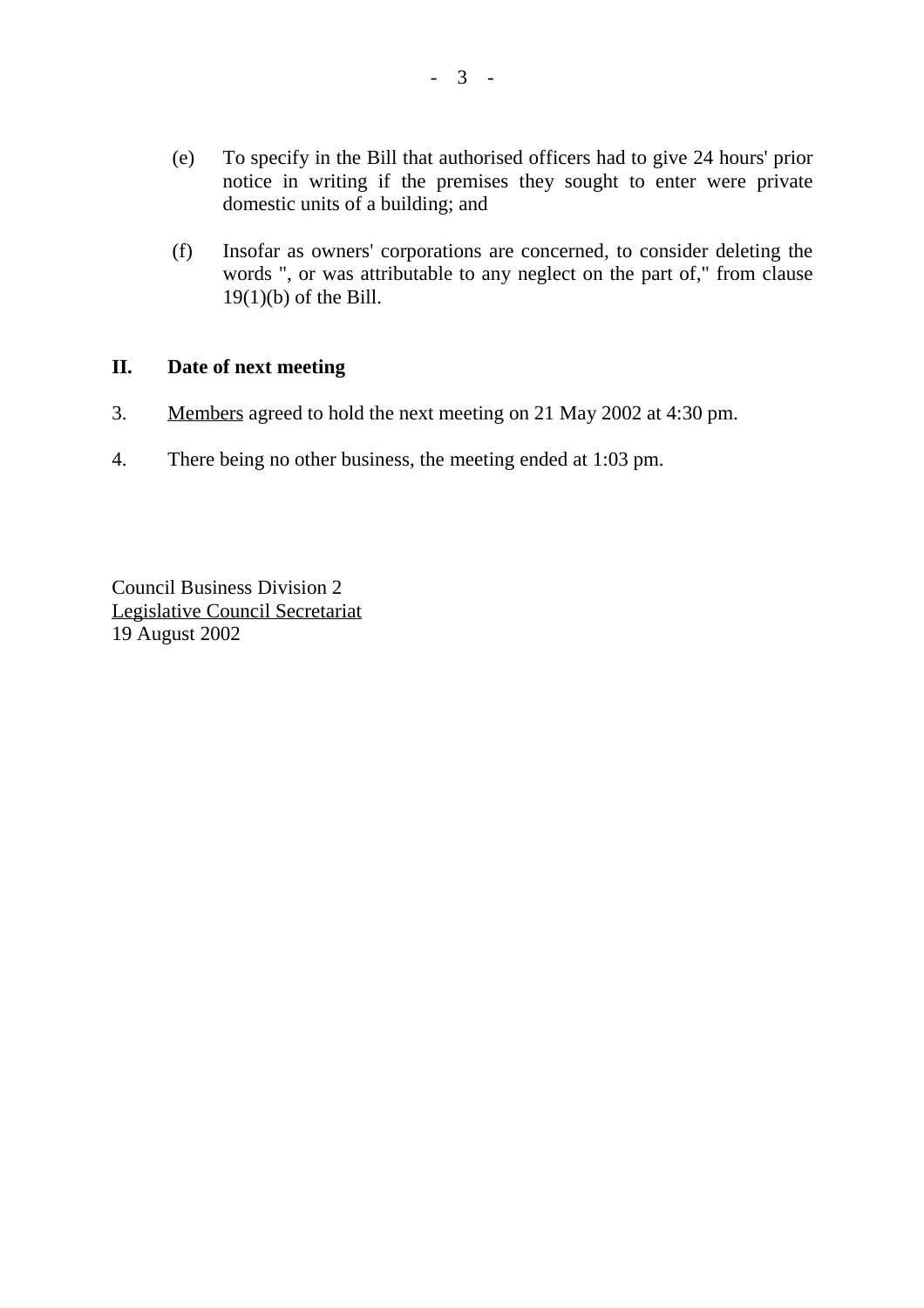(e) To specify in the Bill that authorised officers had to give 24 hours' prior notice in writing if the premises they sought to enter were private domestic units of a building; and

(f) Insofar as owners' corporations are concerned, to consider deleting the words ", or was attributable to any neglect on the part of," from clause 19(1)(b) of the Bill.

## II. Date of next meeting

3. Members agreed to hold the next meeting on 21 May 2002 at 4:30 pm.

4. There being no other business, the meeting ended at 1:03 pm.

Council Business Division 2
Legislative Council Secretariat
19 August 2002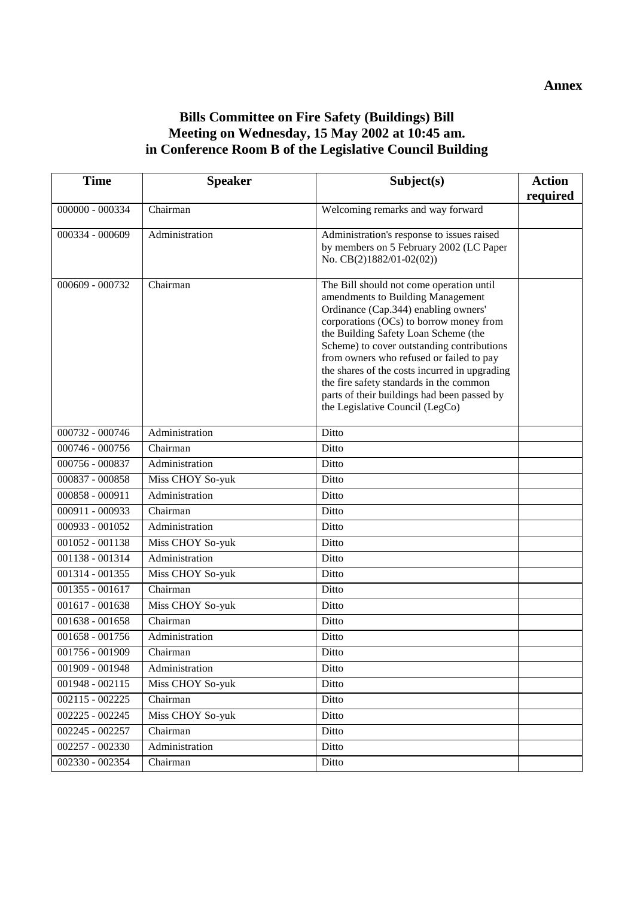**Annex**

# Bills Committee on Fire Safety (Buildings) Bill
## Meeting on Wednesday, 15 May 2002 at 10:45 am.
## in Conference Room B of the Legislative Council Building

| Time | Speaker | Subject(s) | Action required |
|---|---|---|---|
| 000000 - 000334 | Chairman | Welcoming remarks and way forward | |
| 000334 - 000609 | Administration | Administration's response to issues raised by members on 5 February 2002 (LC Paper No. CB(2)1882/01-02(02)) | |
| 000609 - 000732 | Chairman | The Bill should not come operation until amendments to Building Management Ordinance (Cap.344) enabling owners' corporations (OCs) to borrow money from the Building Safety Loan Scheme (the Scheme) to cover outstanding contributions from owners who refused or failed to pay the shares of the costs incurred in upgrading the fire safety standards in the common parts of their buildings had been passed by the Legislative Council (LegCo) | |
| 000732 - 000746 | Administration | Ditto | |
| 000746 - 000756 | Chairman | Ditto | |
| 000756 - 000837 | Administration | Ditto | |
| 000837 - 000858 | Miss CHOY So-yuk | Ditto | |
| 000858 - 000911 | Administration | Ditto | |
| 000911 - 000933 | Chairman | Ditto | |
| 000933 - 001052 | Administration | Ditto | |
| 001052 - 001138 | Miss CHOY So-yuk | Ditto | |
| 001138 - 001314 | Administration | Ditto | |
| 001314 - 001355 | Miss CHOY So-yuk | Ditto | |
| 001355 - 001617 | Chairman | Ditto | |
| 001617 - 001638 | Miss CHOY So-yuk | Ditto | |
| 001638 - 001658 | Chairman | Ditto | |
| 001658 - 001756 | Administration | Ditto | |
| 001756 - 001909 | Chairman | Ditto | |
| 001909 - 001948 | Administration | Ditto | |
| 001948 - 002115 | Miss CHOY So-yuk | Ditto | |
| 002115 - 002225 | Chairman | Ditto | |
| 002225 - 002245 | Miss CHOY So-yuk | Ditto | |
| 002245 - 002257 | Chairman | Ditto | |
| 002257 - 002330 | Administration | Ditto | |
| 002330 - 002354 | Chairman | Ditto | |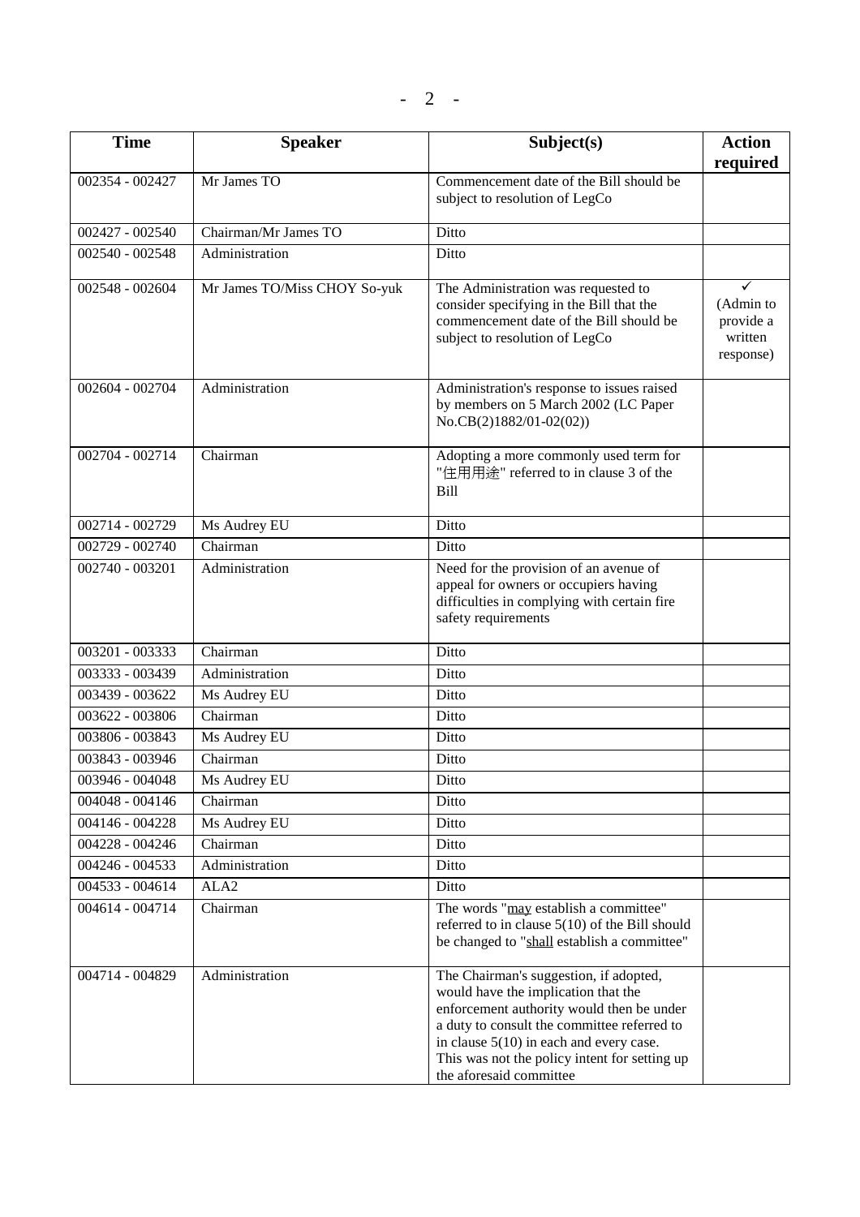| Time | Speaker | Subject(s) | Action required |
|---|---|---|---|
| 002354 - 002427 | Mr James TO | Commencement date of the Bill should be subject to resolution of LegCo | |
| 002427 - 002540 | Chairman/Mr James TO | Ditto | |
| 002540 - 002548 | Administration | Ditto | |
| 002548 - 002604 | Mr James TO/Miss CHOY So-yuk | The Administration was requested to consider specifying in the Bill that the commencement date of the Bill should be subject to resolution of LegCo | ✓ (Admin to provide a written response) |
| 002604 - 002704 | Administration | Administration's response to issues raised by members on 5 March 2002 (LC Paper No.CB(2)1882/01-02(02)) | |
| 002704 - 002714 | Chairman | Adopting a more commonly used term for "住用用途" referred to in clause 3 of the Bill | |
| 002714 - 002729 | Ms Audrey EU | Ditto | |
| 002729 - 002740 | Chairman | Ditto | |
| 002740 - 003201 | Administration | Need for the provision of an avenue of appeal for owners or occupiers having difficulties in complying with certain fire safety requirements | |
| 003201 - 003333 | Chairman | Ditto | |
| 003333 - 003439 | Administration | Ditto | |
| 003439 - 003622 | Ms Audrey EU | Ditto | |
| 003622 - 003806 | Chairman | Ditto | |
| 003806 - 003843 | Ms Audrey EU | Ditto | |
| 003843 - 003946 | Chairman | Ditto | |
| 003946 - 004048 | Ms Audrey EU | Ditto | |
| 004048 - 004146 | Chairman | Ditto | |
| 004146 - 004228 | Ms Audrey EU | Ditto | |
| 004228 - 004246 | Chairman | Ditto | |
| 004246 - 004533 | Administration | Ditto | |
| 004533 - 004614 | ALA2 | Ditto | |
| 004614 - 004714 | Chairman | The words "may establish a committee" referred to in clause 5(10) of the Bill should be changed to "shall establish a committee" | |
| 004714 - 004829 | Administration | The Chairman's suggestion, if adopted, would have the implication that the enforcement authority would then be under a duty to consult the committee referred to in clause 5(10) in each and every case. This was not the policy intent for setting up the aforesaid committee | |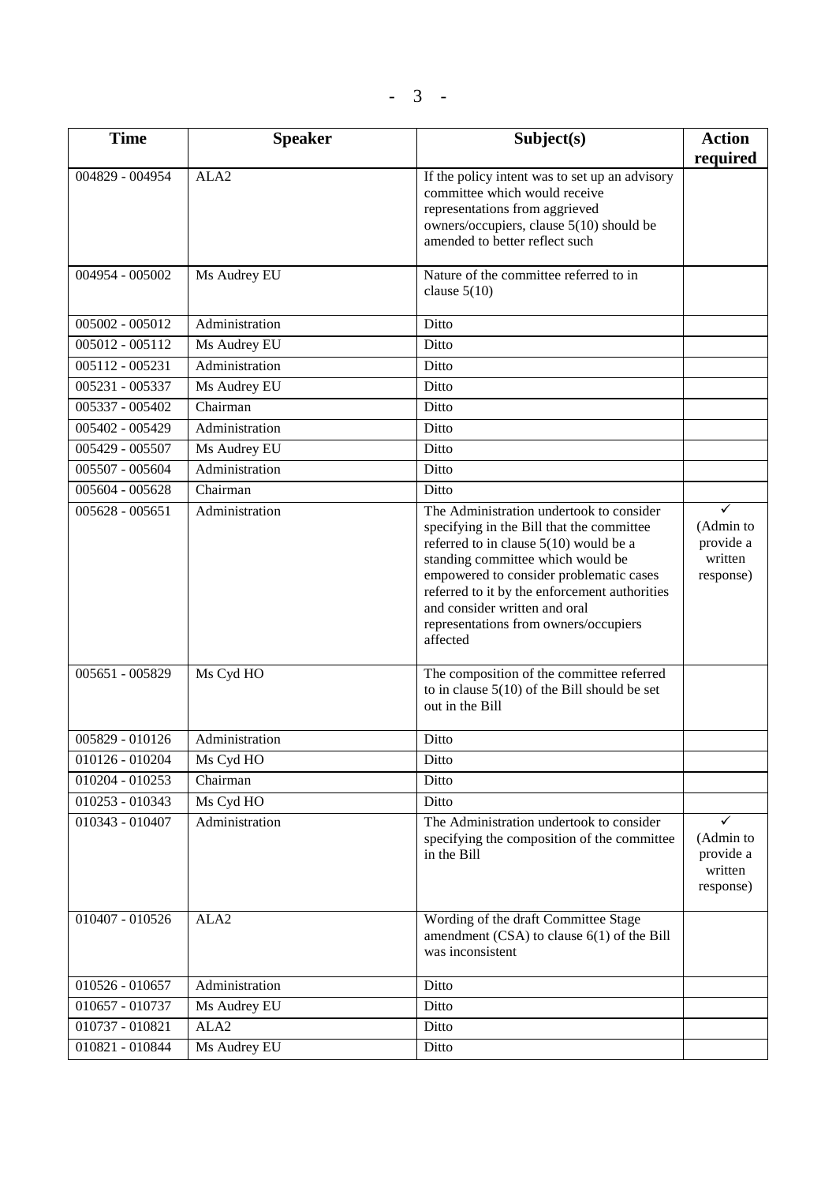| Time | Speaker | Subject(s) | Action required |
|---|---|---|---|
| 004829 - 004954 | ALA2 | If the policy intent was to set up an advisory committee which would receive representations from aggrieved owners/occupiers, clause 5(10) should be amended to better reflect such | |
| 004954 - 005002 | Ms Audrey EU | Nature of the committee referred to in clause 5(10) | |
| 005002 - 005012 | Administration | Ditto | |
| 005012 - 005112 | Ms Audrey EU | Ditto | |
| 005112 - 005231 | Administration | Ditto | |
| 005231 - 005337 | Ms Audrey EU | Ditto | |
| 005337 - 005402 | Chairman | Ditto | |
| 005402 - 005429 | Administration | Ditto | |
| 005429 - 005507 | Ms Audrey EU | Ditto | |
| 005507 - 005604 | Administration | Ditto | |
| 005604 - 005628 | Chairman | Ditto | |
| 005628 - 005651 | Administration | The Administration undertook to consider specifying in the Bill that the committee referred to in clause 5(10) would be a standing committee which would be empowered to consider problematic cases referred to it by the enforcement authorities and consider written and oral representations from owners/occupiers affected | ✓ (Admin to provide a written response) |
| 005651 - 005829 | Ms Cyd HO | The composition of the committee referred to in clause 5(10) of the Bill should be set out in the Bill | |
| 005829 - 010126 | Administration | Ditto | |
| 010126 - 010204 | Ms Cyd HO | Ditto | |
| 010204 - 010253 | Chairman | Ditto | |
| 010253 - 010343 | Ms Cyd HO | Ditto | |
| 010343 - 010407 | Administration | The Administration undertook to consider specifying the composition of the committee in the Bill | ✓ (Admin to provide a written response) |
| 010407 - 010526 | ALA2 | Wording of the draft Committee Stage amendment (CSA) to clause 6(1) of the Bill was inconsistent | |
| 010526 - 010657 | Administration | Ditto | |
| 010657 - 010737 | Ms Audrey EU | Ditto | |
| 010737 - 010821 | ALA2 | Ditto | |
| 010821 - 010844 | Ms Audrey EU | Ditto | |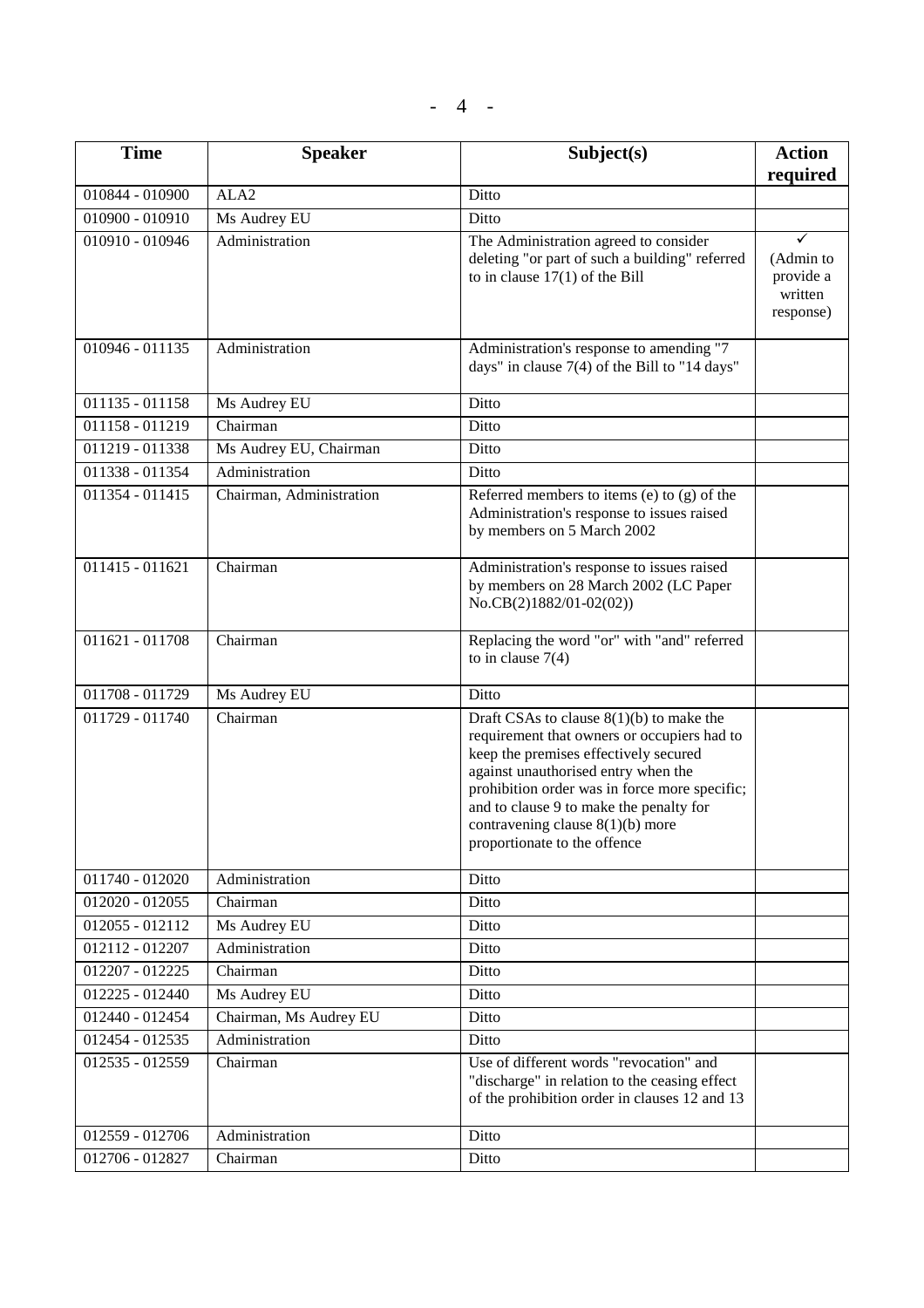| Time | Speaker | Subject(s) | Action required |
|---|---|---|---|
| 010844 - 010900 | ALA2 | Ditto | |
| 010900 - 010910 | Ms Audrey EU | Ditto | |
| 010910 - 010946 | Administration | The Administration agreed to consider deleting "or part of such a building" referred to in clause 17(1) of the Bill | ✓ (Admin to provide a written response) |
| 010946 - 011135 | Administration | Administration's response to amending "7 days" in clause 7(4) of the Bill to "14 days" | |
| 011135 - 011158 | Ms Audrey EU | Ditto | |
| 011158 - 011219 | Chairman | Ditto | |
| 011219 - 011338 | Ms Audrey EU, Chairman | Ditto | |
| 011338 - 011354 | Administration | Ditto | |
| 011354 - 011415 | Chairman, Administration | Referred members to items (e) to (g) of the Administration's response to issues raised by members on 5 March 2002 | |
| 011415 - 011621 | Chairman | Administration's response to issues raised by members on 28 March 2002 (LC Paper No.CB(2)1882/01-02(02)) | |
| 011621 - 011708 | Chairman | Replacing the word "or" with "and" referred to in clause 7(4) | |
| 011708 - 011729 | Ms Audrey EU | Ditto | |
| 011729 - 011740 | Chairman | Draft CSAs to clause 8(1)(b) to make the requirement that owners or occupiers had to keep the premises effectively secured against unauthorised entry when the prohibition order was in force more specific; and to clause 9 to make the penalty for contravening clause 8(1)(b) more proportionate to the offence | |
| 011740 - 012020 | Administration | Ditto | |
| 012020 - 012055 | Chairman | Ditto | |
| 012055 - 012112 | Ms Audrey EU | Ditto | |
| 012112 - 012207 | Administration | Ditto | |
| 012207 - 012225 | Chairman | Ditto | |
| 012225 - 012440 | Ms Audrey EU | Ditto | |
| 012440 - 012454 | Chairman, Ms Audrey EU | Ditto | |
| 012454 - 012535 | Administration | Ditto | |
| 012535 - 012559 | Chairman | Use of different words "revocation" and "discharge" in relation to the ceasing effect of the prohibition order in clauses 12 and 13 | |
| 012559 - 012706 | Administration | Ditto | |
| 012706 - 012827 | Chairman | Ditto | |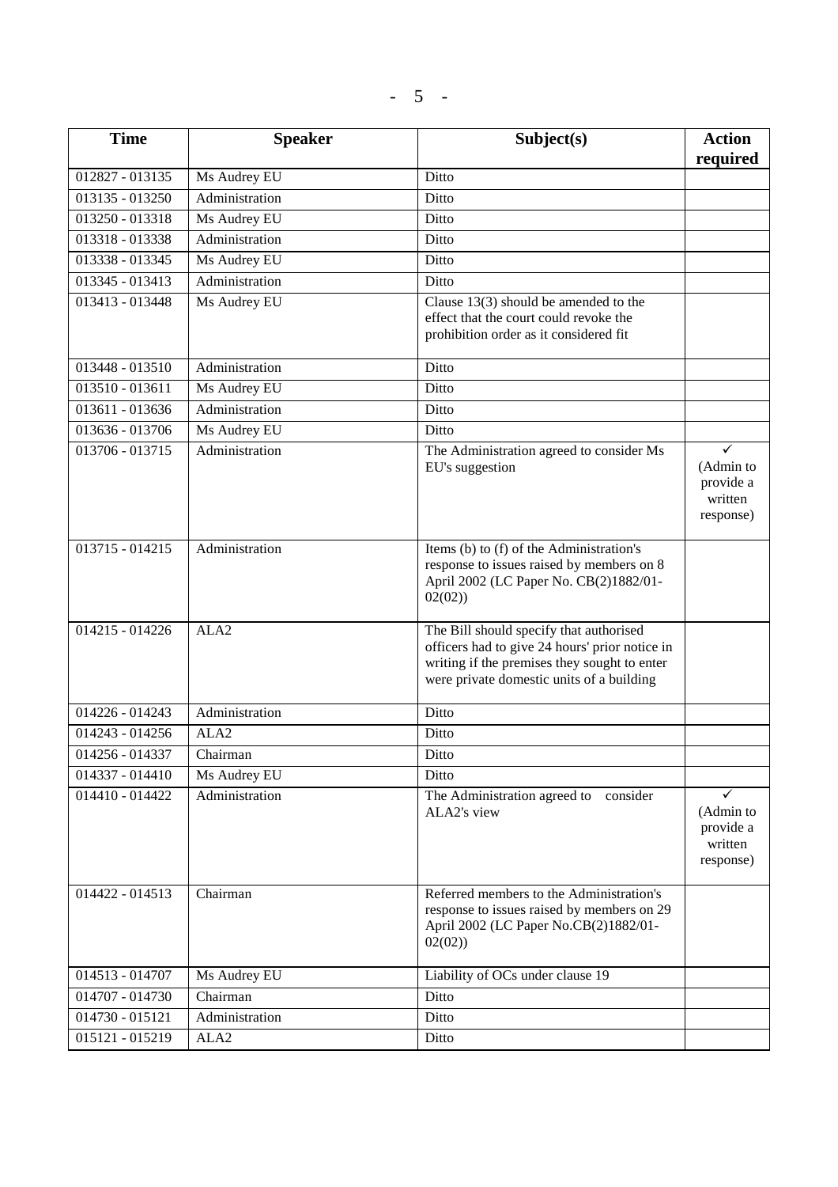| Time | Speaker | Subject(s) | Action required |
|---|---|---|---|
| 012827 - 013135 | Ms Audrey EU | Ditto | |
| 013135 - 013250 | Administration | Ditto | |
| 013250 - 013318 | Ms Audrey EU | Ditto | |
| 013318 - 013338 | Administration | Ditto | |
| 013338 - 013345 | Ms Audrey EU | Ditto | |
| 013345 - 013413 | Administration | Ditto | |
| 013413 - 013448 | Ms Audrey EU | Clause 13(3) should be amended to the effect that the court could revoke the prohibition order as it considered fit | |
| 013448 - 013510 | Administration | Ditto | |
| 013510 - 013611 | Ms Audrey EU | Ditto | |
| 013611 - 013636 | Administration | Ditto | |
| 013636 - 013706 | Ms Audrey EU | Ditto | |
| 013706 - 013715 | Administration | The Administration agreed to consider Ms EU's suggestion | ✓ (Admin to provide a written response) |
| 013715 - 014215 | Administration | Items (b) to (f) of the Administration's response to issues raised by members on 8 April 2002 (LC Paper No. CB(2)1882/01-02(02)) | |
| 014215 - 014226 | ALA2 | The Bill should specify that authorised officers had to give 24 hours' prior notice in writing if the premises they sought to enter were private domestic units of a building | |
| 014226 - 014243 | Administration | Ditto | |
| 014243 - 014256 | ALA2 | Ditto | |
| 014256 - 014337 | Chairman | Ditto | |
| 014337 - 014410 | Ms Audrey EU | Ditto | |
| 014410 - 014422 | Administration | The Administration agreed to consider ALA2's view | ✓ (Admin to provide a written response) |
| 014422 - 014513 | Chairman | Referred members to the Administration's response to issues raised by members on 29 April 2002 (LC Paper No.CB(2)1882/01-02(02)) | |
| 014513 - 014707 | Ms Audrey EU | Liability of OCs under clause 19 | |
| 014707 - 014730 | Chairman | Ditto | |
| 014730 - 015121 | Administration | Ditto | |
| 015121 - 015219 | ALA2 | Ditto | |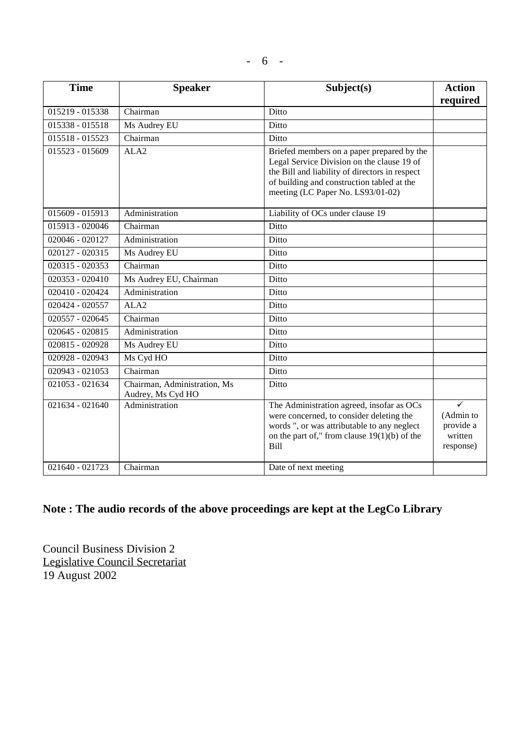| Time | Speaker | Subject(s) | Action required |
|---|---|---|---|
| 015219 - 015338 | Chairman | Ditto | |
| 015338 - 015518 | Ms Audrey EU | Ditto | |
| 015518 - 015523 | Chairman | Ditto | |
| 015523 - 015609 | ALA2 | Briefed members on a paper prepared by the Legal Service Division on the clause 19 of the Bill and liability of directors in respect of building and construction tabled at the meeting (LC Paper No. LS93/01-02) | |
| 015609 - 015913 | Administration | Liability of OCs under clause 19 | |
| 015913 - 020046 | Chairman | Ditto | |
| 020046 - 020127 | Administration | Ditto | |
| 020127 - 020315 | Ms Audrey EU | Ditto | |
| 020315 - 020353 | Chairman | Ditto | |
| 020353 - 020410 | Ms Audrey EU, Chairman | Ditto | |
| 020410 - 020424 | Administration | Ditto | |
| 020424 - 020557 | ALA2 | Ditto | |
| 020557 - 020645 | Chairman | Ditto | |
| 020645 - 020815 | Administration | Ditto | |
| 020815 - 020928 | Ms Audrey EU | Ditto | |
| 020928 - 020943 | Ms Cyd HO | Ditto | |
| 020943 - 021053 | Chairman | Ditto | |
| 021053 - 021634 | Chairman, Administration, Ms Audrey EU, Ms Cyd HO | Ditto | |
| 021634 - 021640 | Administration | The Administration agreed, insofar as OCs were concerned, to consider deleting the words ", or was attributable to any neglect on the part of," from clause 19(1)(b) of the Bill | ✓ (Admin to provide a written response) |
| 021640 - 021723 | Chairman | Date of next meeting | |

**Note : The audio records of the above proceedings are kept at the LegCo Library**

Council Business Division 2
Legislative Council Secretariat
19 August 2002